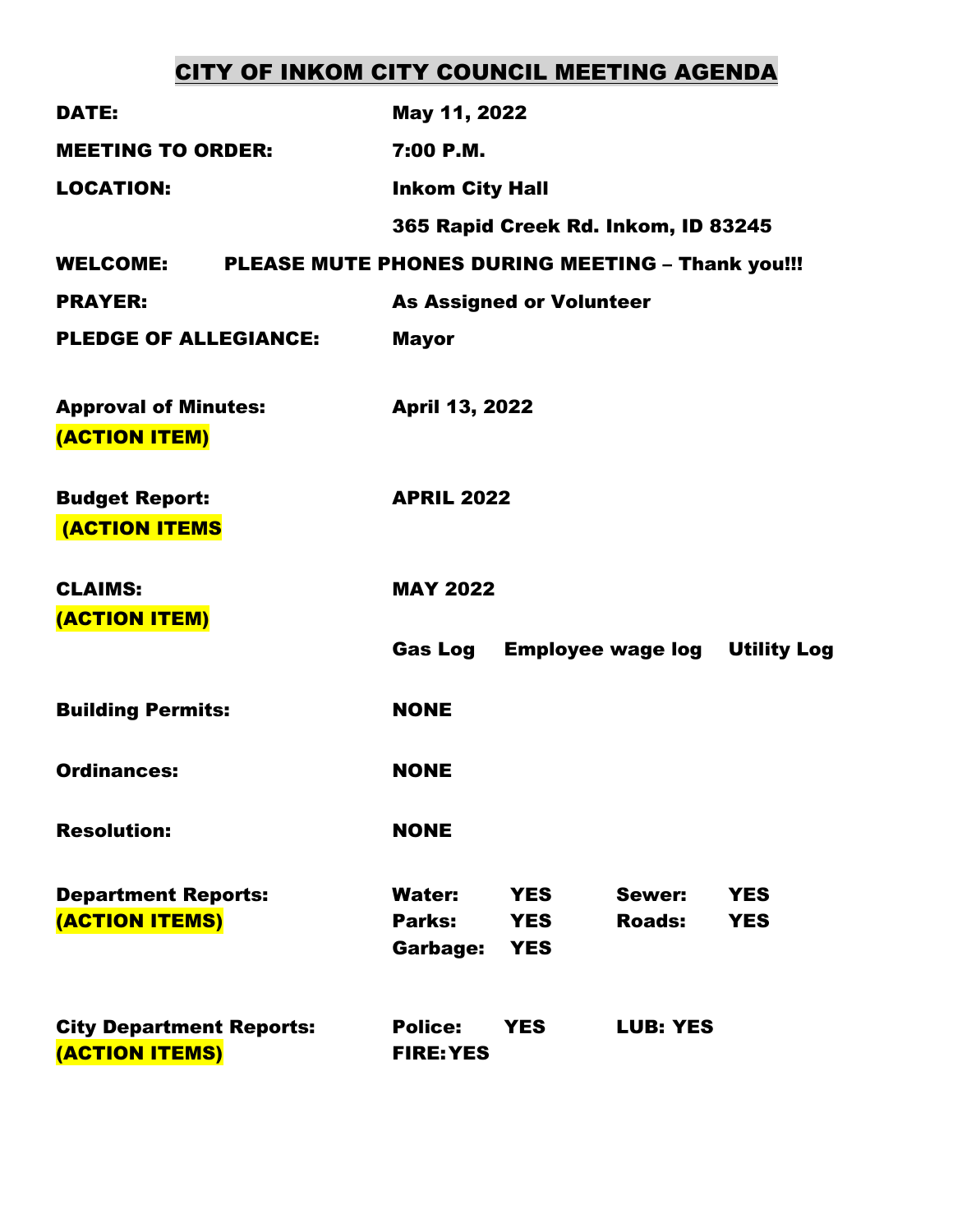# CITY OF INKOM CITY COUNCIL MEETING AGENDA

**DATE:** May 11, 2022

**MEETING TO ORDER:** 7:00 P.M.

**LOCATION:** Inkom City Hall
365 Rapid Creek Rd. Inkom, ID 83245

**WELCOME:** PLEASE MUTE PHONES DURING MEETING – Thank you!!!

**PRAYER:** As Assigned or Volunteer

**PLEDGE OF ALLEGIANCE:** Mayor

**Approval of Minutes:** April 13, 2022
**(ACTION ITEM)**

**Budget Report:** APRIL 2022
**(ACTION ITEMS**

**CLAIMS:** MAY 2022
**(ACTION ITEM)**
Gas Log    Employee wage log    Utility Log

**Building Permits:** NONE

**Ordinances:** NONE

**Resolution:** NONE

**Department Reports:**
**(ACTION ITEMS)**
Water: YES    Sewer: YES
Parks: YES    Roads: YES
Garbage: YES

**City Department Reports:**
**(ACTION ITEMS)**
Police: YES    LUB: YES
FIRE: YES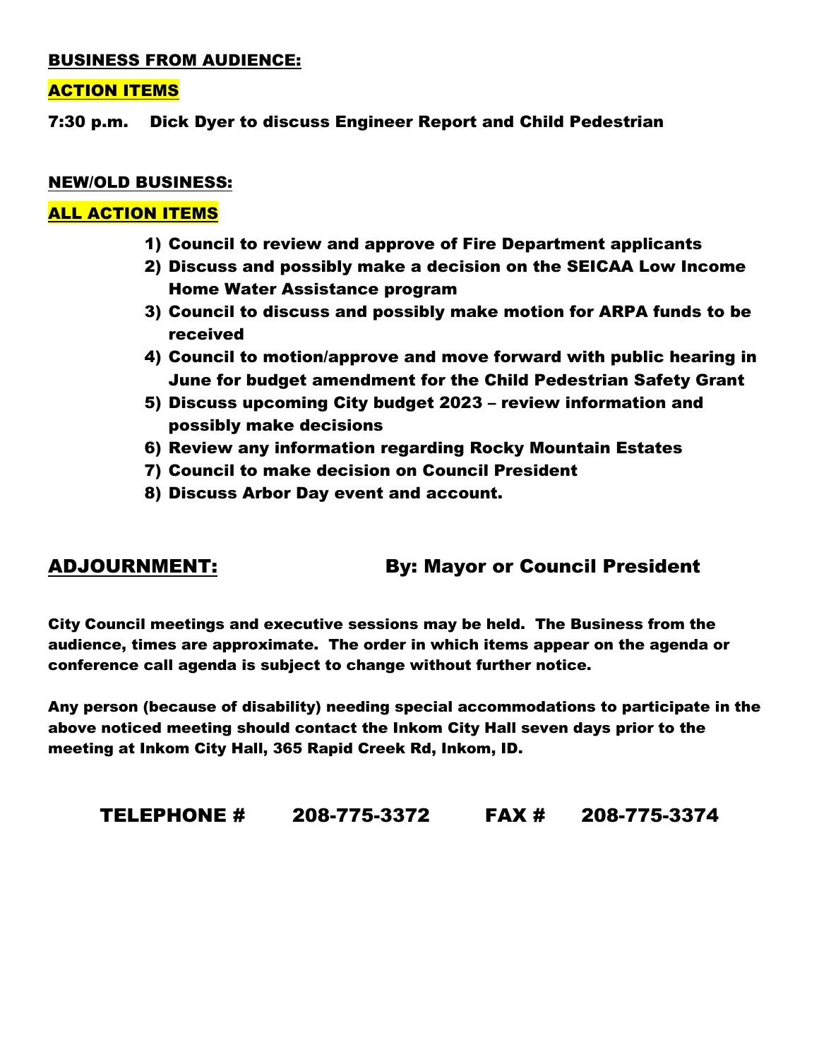**BUSINESS FROM AUDIENCE:**

**ACTION ITEMS**

**7:30 p.m. Dick Dyer to discuss Engineer Report and Child Pedestrian**

**NEW/OLD BUSINESS:**

**ALL ACTION ITEMS**

1) **Council to review and approve of Fire Department applicants**
2) **Discuss and possibly make a decision on the SEICAA Low Income Home Water Assistance program**
3) **Council to discuss and possibly make motion for ARPA funds to be received**
4) **Council to motion/approve and move forward with public hearing in June for budget amendment for the Child Pedestrian Safety Grant**
5) **Discuss upcoming City budget 2023 – review information and possibly make decisions**
6) **Review any information regarding Rocky Mountain Estates**
7) **Council to make decision on Council President**
8) **Discuss Arbor Day event and account.**

**ADJOURNMENT:** **By: Mayor or Council President**

**City Council meetings and executive sessions may be held. The Business from the audience, times are approximate. The order in which items appear on the agenda or conference call agenda is subject to change without further notice.**

**Any person (because of disability) needing special accommodations to participate in the above noticed meeting should contact the Inkom City Hall seven days prior to the meeting at Inkom City Hall, 365 Rapid Creek Rd, Inkom, ID.**

**TELEPHONE # 208-775-3372 FAX # 208-775-3374**